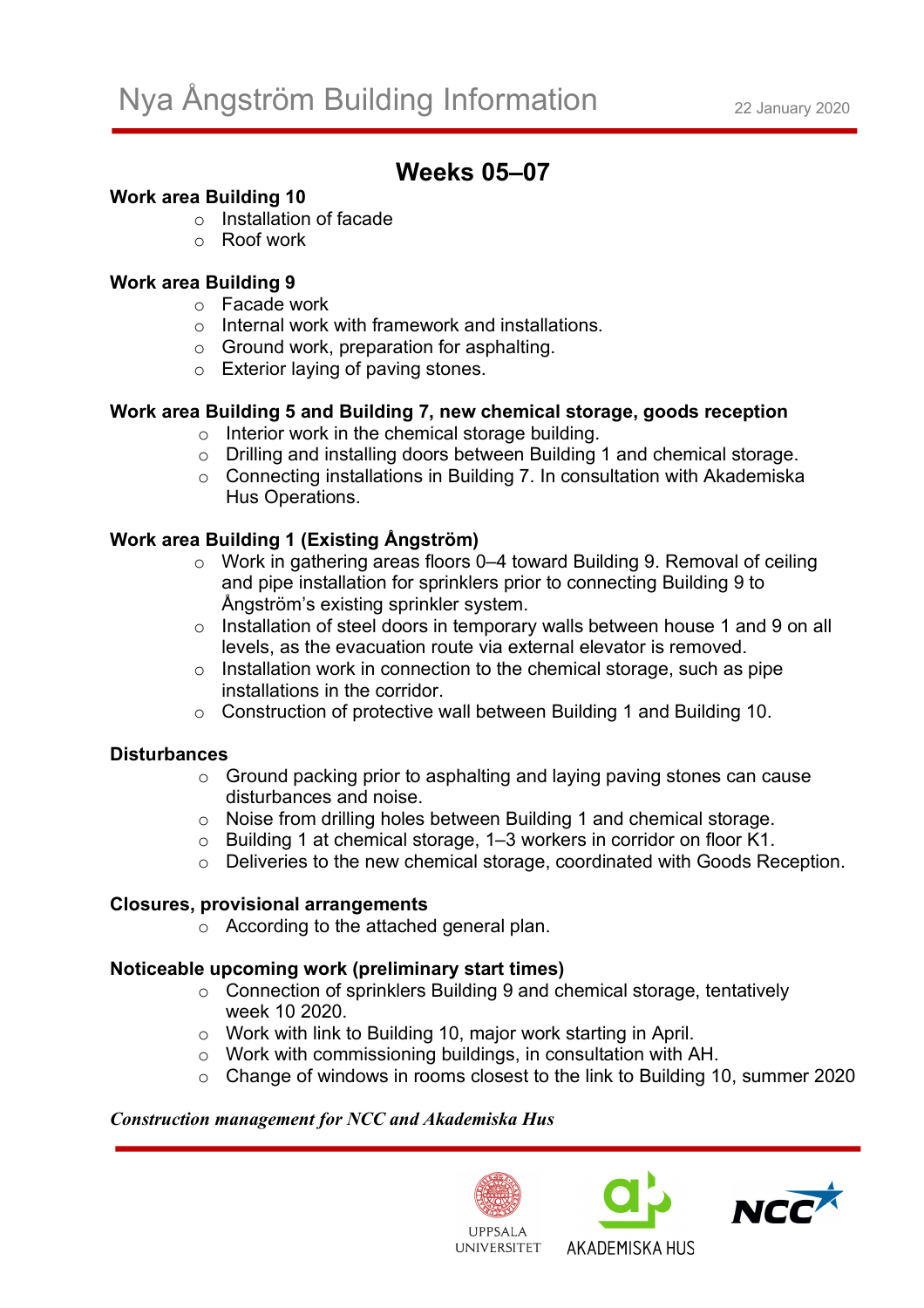# Nya Ångström Building Information

22 January 2020

## Weeks 05–07

**Work area Building 10**

- Installation of facade
- Roof work

**Work area Building 9**

- Facade work
- Internal work with framework and installations.
- Ground work, preparation for asphalting.
- Exterior laying of paving stones.

**Work area Building 5 and Building 7, new chemical storage, goods reception**

- Interior work in the chemical storage building.
- Drilling and installing doors between Building 1 and chemical storage.
- Connecting installations in Building 7. In consultation with Akademiska Hus Operations.

**Work area Building 1 (Existing Ångström)**

- Work in gathering areas floors 0–4 toward Building 9. Removal of ceiling and pipe installation for sprinklers prior to connecting Building 9 to Ångström's existing sprinkler system.
- Installation of steel doors in temporary walls between house 1 and 9 on all levels, as the evacuation route via external elevator is removed.
- Installation work in connection to the chemical storage, such as pipe installations in the corridor.
- Construction of protective wall between Building 1 and Building 10.

**Disturbances**

- Ground packing prior to asphalting and laying paving stones can cause disturbances and noise.
- Noise from drilling holes between Building 1 and chemical storage.
- Building 1 at chemical storage, 1–3 workers in corridor on floor K1.
- Deliveries to the new chemical storage, coordinated with Goods Reception.

**Closures, provisional arrangements**

- According to the attached general plan.

**Noticeable upcoming work (preliminary start times)**

- Connection of sprinklers Building 9 and chemical storage, tentatively week 10 2020.
- Work with link to Building 10, major work starting in April.
- Work with commissioning buildings, in consultation with AH.
- Change of windows in rooms closest to the link to Building 10, summer 2020

***Construction management for NCC and Akademiska Hus***

UPPSALA UNIVERSITET AKADEMISKA HUS NCC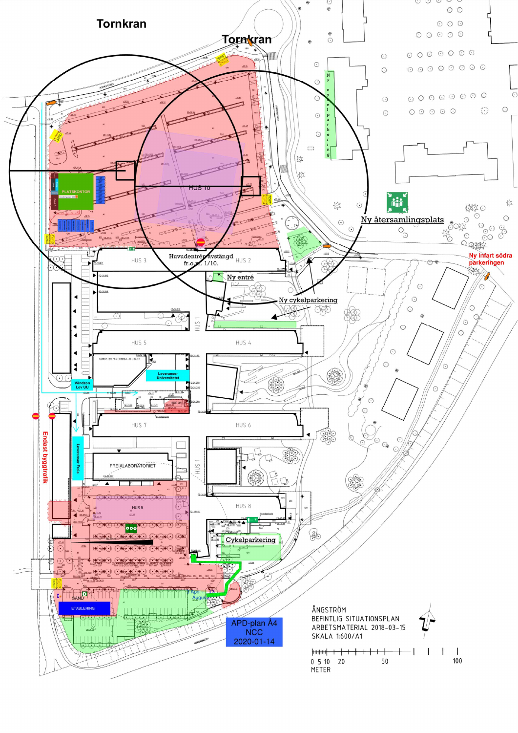Tornkran

Tornkran

Ny cykelparkering

PLATSKONTOR

HUS 10

Ny återsamlingsplats

Huvudentré avstängd fr.o.m. 1/10.

HUS 3

HUS 2

Ny infart södra parkeringen

Ny entré

Ny cykelparkering

HUS 1

HUS 5

HUS 4

Leveranser Universitetet

Vändzon Lev UU

HUS 7

HUS 6

Endast byggtrafik

Leveranser Freia

FREIALABORATORIET

HUS 1

HUS 9

HUS 8

Cykelparkering

SAND

ETABLERING

April - Augusti

APD-plan A4
NCC
2020-01-14

ÅNGSTRÖM
BEFINTLIG SITUATIONSPLAN
ARBETSMATERIAL 2018-03-15
SKALA 1:600/A1

0 5 10 20 50 100
METER